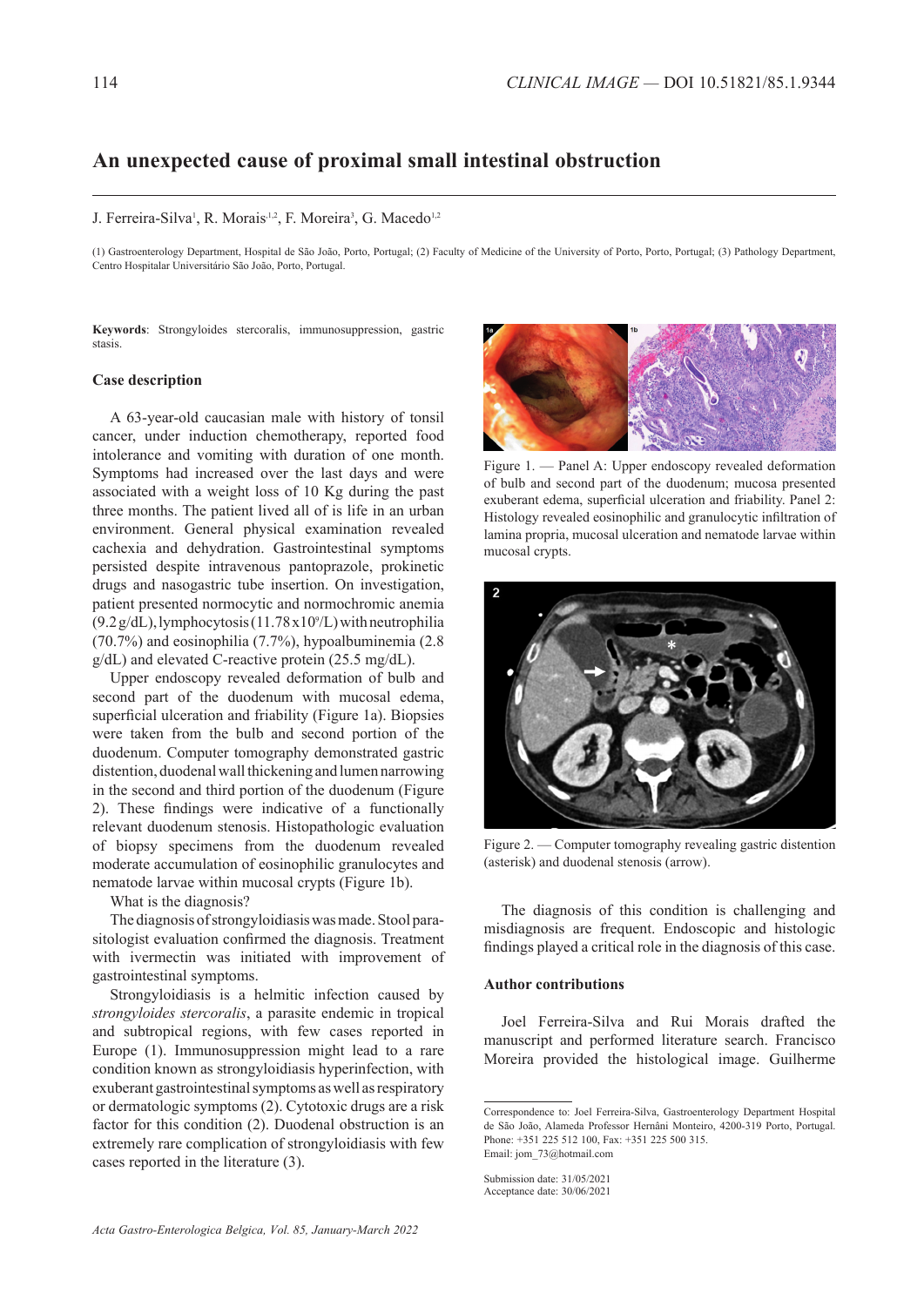# An unexpected cause of proximal small intestinal obstruction

J. Ferreira-Silva[1], R. Morais[1,2], F. Moreira[3], G. Macedo[1,2]

(1) Gastroenterology Department, Hospital de São João, Porto, Portugal; (2) Faculty of Medicine of the University of Porto, Porto, Portugal; (3) Pathology Department, Centro Hospitalar Universitário São João, Porto, Portugal.

**Keywords**: Strongyloides stercoralis, immunosuppression, gastric stasis.

## Case description

A 63-year-old caucasian male with history of tonsil cancer, under induction chemotherapy, reported food intolerance and vomiting with duration of one month. Symptoms had increased over the last days and were associated with a weight loss of 10 Kg during the past three months. The patient lived all of is life in an urban environment. General physical examination revealed cachexia and dehydration. Gastrointestinal symptoms persisted despite intravenous pantoprazole, prokinetic drugs and nasogastric tube insertion. On investigation, patient presented normocytic and normochromic anemia (9.2 g/dL), lymphocytosis (11.78 x $10^9$/L) with neutrophilia (70.7%) and eosinophilia (7.7%), hypoalbuminemia (2.8 g/dL) and elevated C-reactive protein (25.5 mg/dL).

Upper endoscopy revealed deformation of bulb and second part of the duodenum with mucosal edema, superficial ulceration and friability (Figure 1a). Biopsies were taken from the bulb and second portion of the duodenum. Computer tomography demonstrated gastric distention, duodenal wall thickening and lumen narrowing in the second and third portion of the duodenum (Figure 2). These findings were indicative of a functionally relevant duodenum stenosis. Histopathologic evaluation of biopsy specimens from the duodenum revealed moderate accumulation of eosinophilic granulocytes and nematode larvae within mucosal crypts (Figure 1b).

What is the diagnosis?

The diagnosis of strongyloidiasis was made. Stool parasitologist evaluation confirmed the diagnosis. Treatment with ivermectin was initiated with improvement of gastrointestinal symptoms.

Strongyloidiasis is a helmitic infection caused by *strongyloides stercoralis*, a parasite endemic in tropical and subtropical regions, with few cases reported in Europe (1). Immunosuppression might lead to a rare condition known as strongyloidiasis hyperinfection, with exuberant gastrointestinal symptoms as well as respiratory or dermatologic symptoms (2). Cytotoxic drugs are a risk factor for this condition (2). Duodenal obstruction is an extremely rare complication of strongyloidiasis with few cases reported in the literature (3).

Figure 1. — Panel A: Upper endoscopy revealed deformation of bulb and second part of the duodenum; mucosa presented exuberant edema, superficial ulceration and friability. Panel 2: Histology revealed eosinophilic and granulocytic infiltration of lamina propria, mucosal ulceration and nematode larvae within mucosal crypts.

Figure 2. — Computer tomography revealing gastric distention (asterisk) and duodenal stenosis (arrow).

The diagnosis of this condition is challenging and misdiagnosis are frequent. Endoscopic and histologic findings played a critical role in the diagnosis of this case.

## Author contributions

Joel Ferreira-Silva and Rui Morais drafted the manuscript and performed literature search. Francisco Moreira provided the histological image. Guilherme

Correspondence to: Joel Ferreira-Silva, Gastroenterology Department Hospital de São João, Alameda Professor Hernâni Monteiro, 4200-319 Porto, Portugal. Phone: +351 225 512 100, Fax: +351 225 500 315.
Email: jom_73@hotmail.com

Submission date: 31/05/2021
Acceptance date: 30/06/2021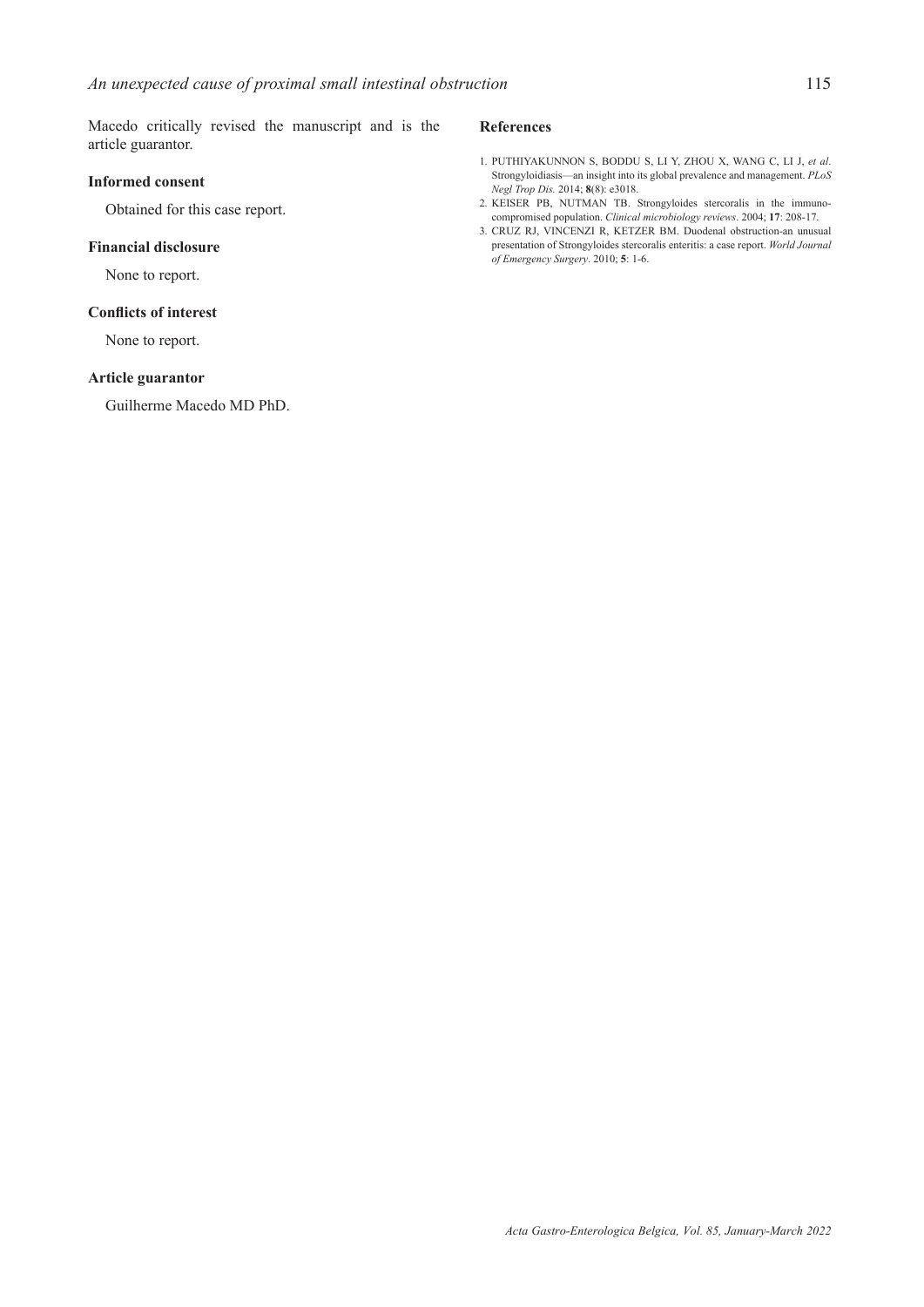Macedo critically revised the manuscript and is the article guarantor.

### Informed consent

Obtained for this case report.

### Financial disclosure

None to report.

### Conflicts of interest

None to report.

### Article guarantor

Guilherme Macedo MD PhD.

### References

1. PUTHIYAKUNNON S, BODDU S, LI Y, ZHOU X, WANG C, LI J, *et al*. Strongyloidiasis—an insight into its global prevalence and management. *PLoS Negl Trop Dis.* 2014; **8**(8): e3018.
2. KEISER PB, NUTMAN TB. Strongyloides stercoralis in the immunocompromised population. *Clinical microbiology reviews*. 2004; **17**: 208-17.
3. CRUZ RJ, VINCENZI R, KETZER BM. Duodenal obstruction-an unusual presentation of Strongyloides stercoralis enteritis: a case report. *World Journal of Emergency Surgery*. 2010; **5**: 1-6.